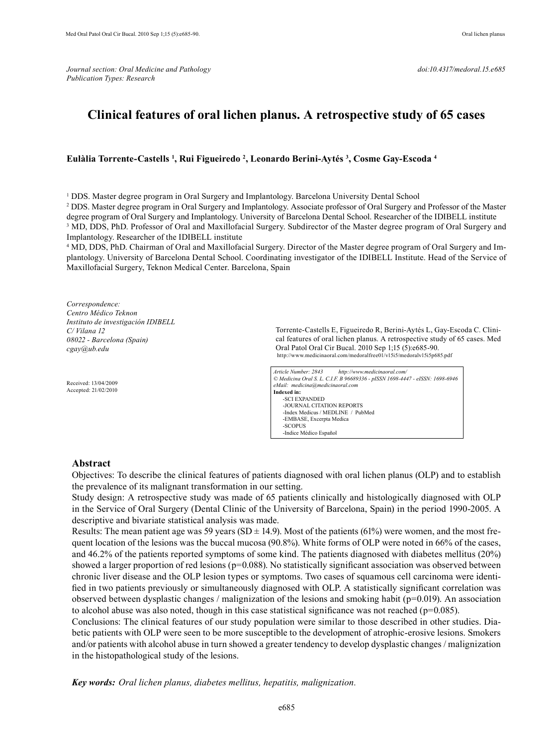*Journal section: Oral Medicine and Pathology*
*Publication Types: Research*

*doi:10.4317/medoral.15.e685*

# Clinical features of oral lichen planus. A retrospective study of 65 cases

**Eulàlia Torrente-Castells [1], Rui Figueiredo [2], Leonardo Berini-Aytés [3], Cosme Gay-Escoda [4]**

[1] DDS. Master degree program in Oral Surgery and Implantology. Barcelona University Dental School
[2] DDS. Master degree program in Oral Surgery and Implantology. Associate professor of Oral Surgery and Professor of the Master degree program of Oral Surgery and Implantology. University of Barcelona Dental School. Researcher of the IDIBELL institute
[3] MD, DDS, PhD. Professor of Oral and Maxillofacial Surgery. Subdirector of the Master degree program of Oral Surgery and Implantology. Researcher of the IDIBELL institute
[4] MD, DDS, PhD. Chairman of Oral and Maxillofacial Surgery. Director of the Master degree program of Oral Surgery and Implantology. University of Barcelona Dental School. Coordinating investigator of the IDIBELL Institute. Head of the Service of Maxillofacial Surgery, Teknon Medical Center. Barcelona, Spain

*Correspondence:*
*Centro Médico Teknon*
*Instituto de investigación IDIBELL*
*C/ Vilana 12*
*08022 - Barcelona (Spain)*
*cgay@ub.edu*

Received: 13/04/2009
Accepted: 21/02/2010

Torrente-Castells E, Figueiredo R, Berini-Aytés L, Gay-Escoda C. Clinical features of oral lichen planus. A retrospective study of 65 cases. Med Oral Patol Oral Cir Bucal. 2010 Sep 1;15 (5):e685-90.
http://www.medicinaoral.com/medoralfree01/v15i5/medoralv15i5p685.pdf

*Article Number: 2843 http://www.medicinaoral.com/*
*© Medicina Oral S. L. C.I.F. B 96689336 - pISSN 1698-4447 - eISSN: 1698-6946*
*eMail: medicina@medicinaoral.com*
**Indexed in:**
-SCI EXPANDED
-JOURNAL CITATION REPORTS
-Index Medicus / MEDLINE / PubMed
-EMBASE, Excerpta Medica
-SCOPUS
-Indice Médico Español

## Abstract

Objectives: To describe the clinical features of patients diagnosed with oral lichen planus (OLP) and to establish the prevalence of its malignant transformation in our setting.

Study design: A retrospective study was made of 65 patients clinically and histologically diagnosed with OLP in the Service of Oral Surgery (Dental Clinic of the University of Barcelona, Spain) in the period 1990-2005. A descriptive and bivariate statistical analysis was made.

Results: The mean patient age was 59 years (SD ± 14.9). Most of the patients (61%) were women, and the most frequent location of the lesions was the buccal mucosa (90.8%). White forms of OLP were noted in 66% of the cases, and 46.2% of the patients reported symptoms of some kind. The patients diagnosed with diabetes mellitus (20%) showed a larger proportion of red lesions ($p=0.088$). No statistically significant association was observed between chronic liver disease and the OLP lesion types or symptoms. Two cases of squamous cell carcinoma were identified in two patients previously or simultaneously diagnosed with OLP. A statistically significant correlation was observed between dysplastic changes / malignization of the lesions and smoking habit ($p=0.019$). An association to alcohol abuse was also noted, though in this case statistical significance was not reached ($p=0.085$).

Conclusions: The clinical features of our study population were similar to those described in other studies. Diabetic patients with OLP were seen to be more susceptible to the development of atrophic-erosive lesions. Smokers and/or patients with alcohol abuse in turn showed a greater tendency to develop dysplastic changes / malignization in the histopathological study of the lesions.

***Key words:*** *Oral lichen planus, diabetes mellitus, hepatitis, malignization.*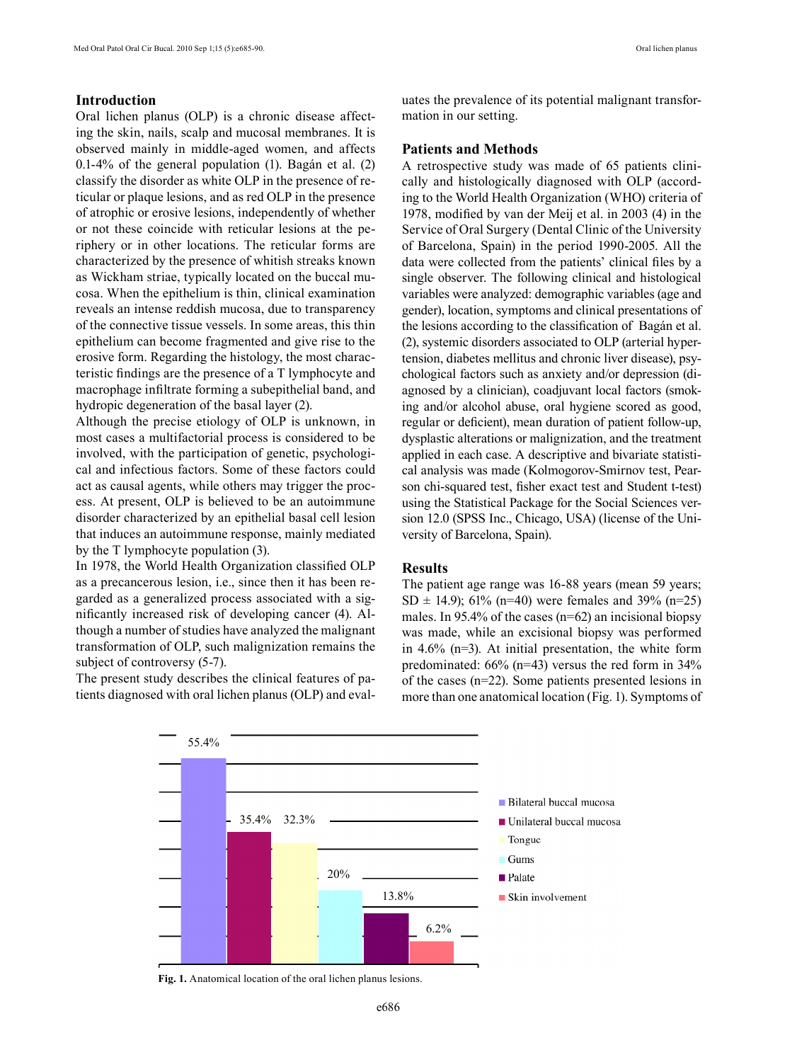## Introduction

Oral lichen planus (OLP) is a chronic disease affecting the skin, nails, scalp and mucosal membranes. It is observed mainly in middle-aged women, and affects 0.1-4% of the general population (1). Bagán et al. (2) classify the disorder as white OLP in the presence of reticular or plaque lesions, and as red OLP in the presence of atrophic or erosive lesions, independently of whether or not these coincide with reticular lesions at the periphery or in other locations. The reticular forms are characterized by the presence of whitish streaks known as Wickham striae, typically located on the buccal mucosa. When the epithelium is thin, clinical examination reveals an intense reddish mucosa, due to transparency of the connective tissue vessels. In some areas, this thin epithelium can become fragmented and give rise to the erosive form. Regarding the histology, the most characteristic findings are the presence of a T lymphocyte and macrophage infiltrate forming a subepithelial band, and hydropic degeneration of the basal layer (2).

Although the precise etiology of OLP is unknown, in most cases a multifactorial process is considered to be involved, with the participation of genetic, psychological and infectious factors. Some of these factors could act as causal agents, while others may trigger the process. At present, OLP is believed to be an autoimmune disorder characterized by an epithelial basal cell lesion that induces an autoimmune response, mainly mediated by the T lymphocyte population (3).

In 1978, the World Health Organization classified OLP as a precancerous lesion, i.e., since then it has been regarded as a generalized process associated with a significantly increased risk of developing cancer (4). Although a number of studies have analyzed the malignant transformation of OLP, such malignization remains the subject of controversy (5-7).

The present study describes the clinical features of patients diagnosed with oral lichen planus (OLP) and evaluates the prevalence of its potential malignant transformation in our setting.

## Patients and Methods

A retrospective study was made of 65 patients clinically and histologically diagnosed with OLP (according to the World Health Organization (WHO) criteria of 1978, modified by van der Meij et al. in 2003 (4) in the Service of Oral Surgery (Dental Clinic of the University of Barcelona, Spain) in the period 1990-2005. All the data were collected from the patients' clinical files by a single observer. The following clinical and histological variables were analyzed: demographic variables (age and gender), location, symptoms and clinical presentations of the lesions according to the classification of Bagán et al. (2), systemic disorders associated to OLP (arterial hypertension, diabetes mellitus and chronic liver disease), psychological factors such as anxiety and/or depression (diagnosed by a clinician), coadjuvant local factors (smoking and/or alcohol abuse, oral hygiene scored as good, regular or deficient), mean duration of patient follow-up, dysplastic alterations or malignization, and the treatment applied in each case. A descriptive and bivariate statistical analysis was made (Kolmogorov-Smirnov test, Pearson chi-squared test, fisher exact test and Student t-test) using the Statistical Package for the Social Sciences version 12.0 (SPSS Inc., Chicago, USA) (license of the University of Barcelona, Spain).

## Results

The patient age range was 16-88 years (mean 59 years; SD ± 14.9); 61% (n=40) were females and 39% (n=25) males. In 95.4% of the cases (n=62) an incisional biopsy was made, while an excisional biopsy was performed in 4.6% (n=3). At initial presentation, the white form predominated: 66% (n=43) versus the red form in 34% of the cases (n=22). Some patients presented lesions in more than one anatomical location (Fig. 1). Symptoms of

| Location | % |
|---|---|
| Bilateral buccal mucosa | 55.4% |
| Unilateral buccal mucosa | 35.4% |
| Tongue | 32.3% |
| Gums | 20% |
| Palate | 13.8% |
| Skin involvement | 6.2% |

**Fig. 1.** Anatomical location of the oral lichen planus lesions.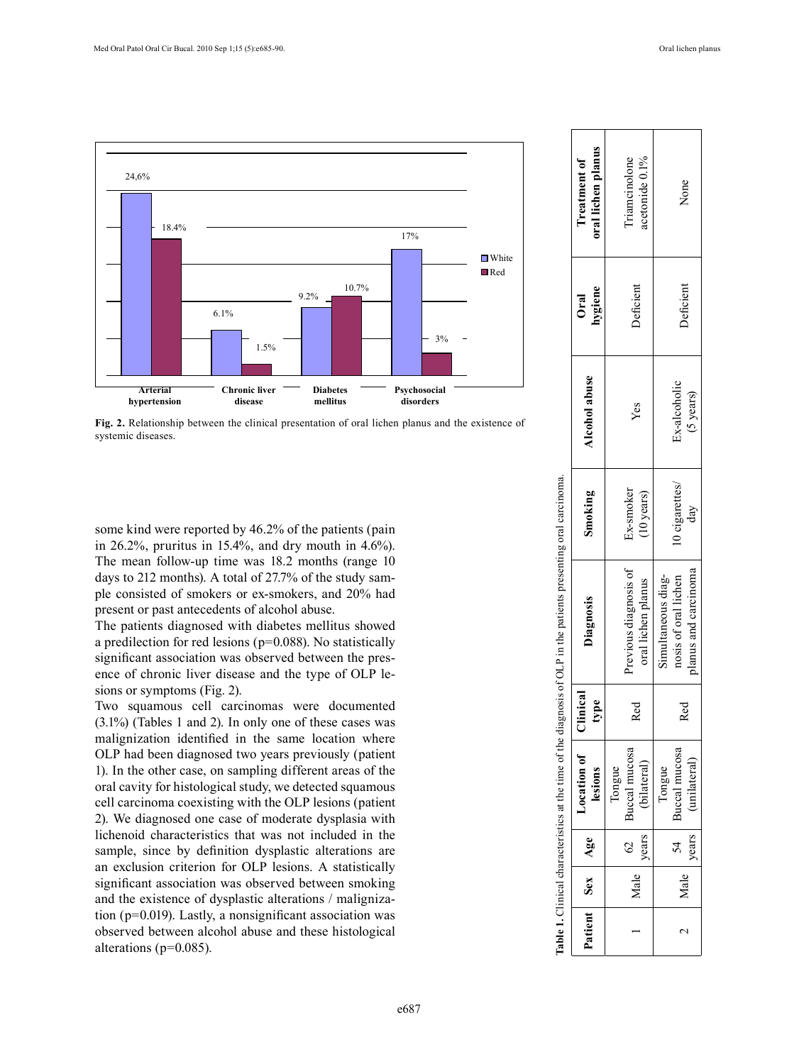| | Arterial hypertension | Chronic liver disease | Diabetes mellitus | Psychosocial disorders |
|---|---|---|---|---|
| White | 24,6% | 6.1% | 9.2% | 17% |
| Red | 18.4% | 1.5% | 10.7% | 3% |

**Fig. 2.** Relationship between the clinical presentation of oral lichen planus and the existence of systemic diseases.

some kind were reported by 46.2% of the patients (pain in 26.2%, pruritus in 15.4%, and dry mouth in 4.6%). The mean follow-up time was 18.2 months (range 10 days to 212 months). A total of 27.7% of the study sample consisted of smokers or ex-smokers, and 20% had present or past antecedents of alcohol abuse.

The patients diagnosed with diabetes mellitus showed a predilection for red lesions ($p=0.088$). No statistically significant association was observed between the presence of chronic liver disease and the type of OLP lesions or symptoms (Fig. 2).

Two squamous cell carcinomas were documented (3.1%) (Tables 1 and 2). In only one of these cases was malignization identified in the same location where OLP had been diagnosed two years previously (patient 1). In the other case, on sampling different areas of the oral cavity for histological study, we detected squamous cell carcinoma coexisting with the OLP lesions (patient 2). We diagnosed one case of moderate dysplasia with lichenoid characteristics that was not included in the sample, since by definition dysplastic alterations are an exclusion criterion for OLP lesions. A statistically significant association was observed between smoking and the existence of dysplastic alterations / malignization ($p=0.019$). Lastly, a nonsignificant association was observed between alcohol abuse and these histological alterations ($p=0.085$).

**Table 1.** Clinical characteristics at the time of the diagnosis of OLP in the patients presenting oral carcinoma.

| Patient | Sex | Age | Location of lesions | Clinical type | Diagnosis | Smoking | Alcohol abuse | Oral hygiene | Treatment of oral lichen planus |
|---|---|---|---|---|---|---|---|---|---|
| 1 | Male | 62 years | Tongue Buccal mucosa (bilateral) | Red | Previous diagnosis of oral lichen planus | Ex-smoker (10 years) | Yes | Deficient | Triamcinolone acetonide 0.1% |
| 2 | Male | 54 years | Tongue Buccal mucosa (unilateral) | Red | Simultaneous diagnosis of oral lichen planus and carcinoma | 10 cigarettes/day | Ex-alcoholic (5 years) | Deficient | None |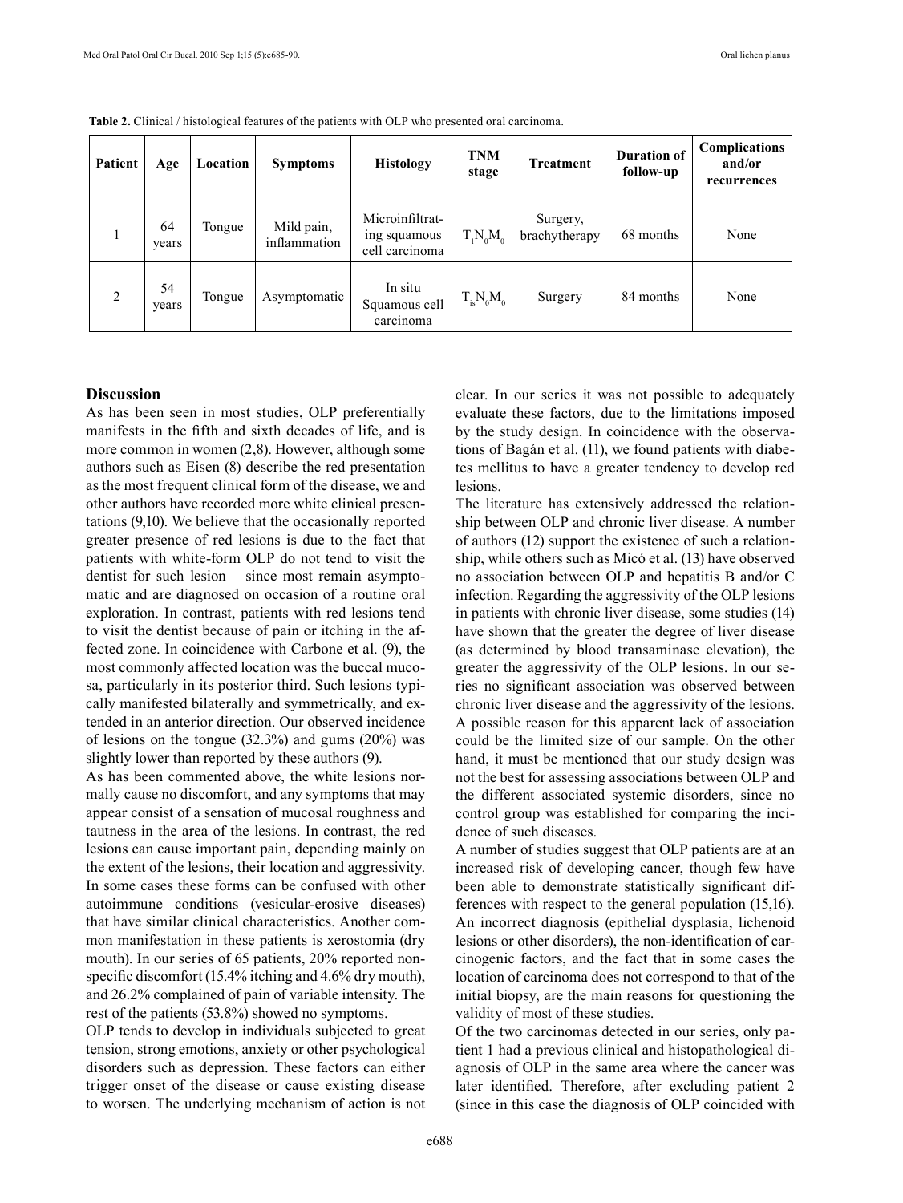**Table 2.** Clinical / histological features of the patients with OLP who presented oral carcinoma.

| Patient | Age | Location | Symptoms | Histology | TNM stage | Treatment | Duration of follow-up | Complications and/or recurrences |
|---|---|---|---|---|---|---|---|---|
| 1 | 64 years | Tongue | Mild pain, inflammation | Microinfiltrating squamous cell carcinoma | $T_1N_0M_0$ | Surgery, brachytherapy | 68 months | None |
| 2 | 54 years | Tongue | Asymptomatic | In situ Squamous cell carcinoma | $T_{is}N_0M_0$ | Surgery | 84 months | None |

## Discussion

As has been seen in most studies, OLP preferentially manifests in the fifth and sixth decades of life, and is more common in women (2,8). However, although some authors such as Eisen (8) describe the red presentation as the most frequent clinical form of the disease, we and other authors have recorded more white clinical presentations (9,10). We believe that the occasionally reported greater presence of red lesions is due to the fact that patients with white-form OLP do not tend to visit the dentist for such lesion – since most remain asymptomatic and are diagnosed on occasion of a routine oral exploration. In contrast, patients with red lesions tend to visit the dentist because of pain or itching in the affected zone. In coincidence with Carbone et al. (9), the most commonly affected location was the buccal mucosa, particularly in its posterior third. Such lesions typically manifested bilaterally and symmetrically, and extended in an anterior direction. Our observed incidence of lesions on the tongue (32.3%) and gums (20%) was slightly lower than reported by these authors (9).

As has been commented above, the white lesions normally cause no discomfort, and any symptoms that may appear consist of a sensation of mucosal roughness and tautness in the area of the lesions. In contrast, the red lesions can cause important pain, depending mainly on the extent of the lesions, their location and aggressivity. In some cases these forms can be confused with other autoimmune conditions (vesicular-erosive diseases) that have similar clinical characteristics. Another common manifestation in these patients is xerostomia (dry mouth). In our series of 65 patients, 20% reported non-specific discomfort (15.4% itching and 4.6% dry mouth), and 26.2% complained of pain of variable intensity. The rest of the patients (53.8%) showed no symptoms.

OLP tends to develop in individuals subjected to great tension, strong emotions, anxiety or other psychological disorders such as depression. These factors can either trigger onset of the disease or cause existing disease to worsen. The underlying mechanism of action is not clear. In our series it was not possible to adequately evaluate these factors, due to the limitations imposed by the study design. In coincidence with the observations of Bagán et al. (11), we found patients with diabetes mellitus to have a greater tendency to develop red lesions.

The literature has extensively addressed the relationship between OLP and chronic liver disease. A number of authors (12) support the existence of such a relationship, while others such as Micó et al. (13) have observed no association between OLP and hepatitis B and/or C infection. Regarding the aggressivity of the OLP lesions in patients with chronic liver disease, some studies (14) have shown that the greater the degree of liver disease (as determined by blood transaminase elevation), the greater the aggressivity of the OLP lesions. In our series no significant association was observed between chronic liver disease and the aggressivity of the lesions. A possible reason for this apparent lack of association could be the limited size of our sample. On the other hand, it must be mentioned that our study design was not the best for assessing associations between OLP and the different associated systemic disorders, since no control group was established for comparing the incidence of such diseases.

A number of studies suggest that OLP patients are at an increased risk of developing cancer, though few have been able to demonstrate statistically significant differences with respect to the general population (15,16). An incorrect diagnosis (epithelial dysplasia, lichenoid lesions or other disorders), the non-identification of carcinogenic factors, and the fact that in some cases the location of carcinoma does not correspond to that of the initial biopsy, are the main reasons for questioning the validity of most of these studies.

Of the two carcinomas detected in our series, only patient 1 had a previous clinical and histopathological diagnosis of OLP in the same area where the cancer was later identified. Therefore, after excluding patient 2 (since in this case the diagnosis of OLP coincided with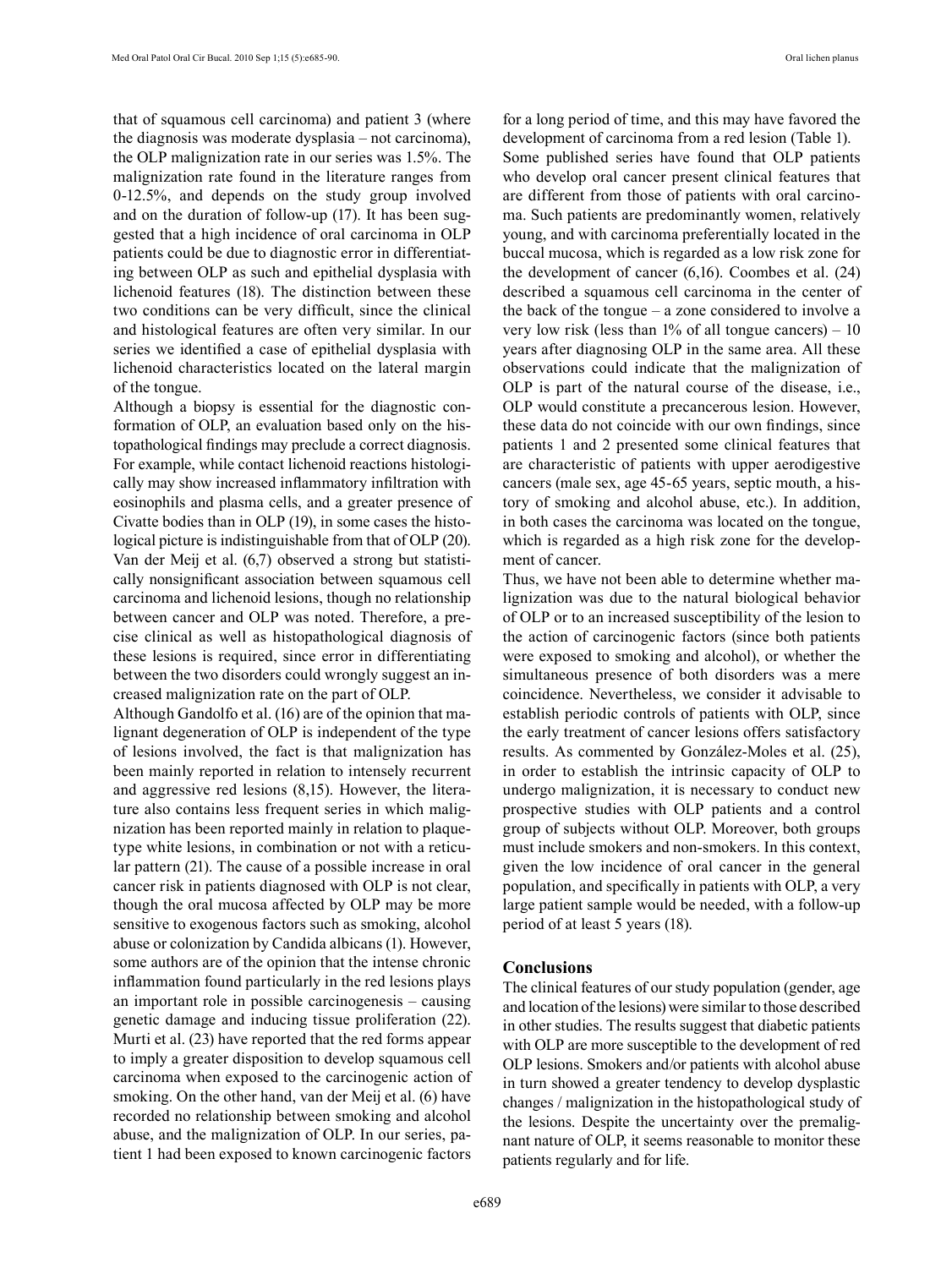that of squamous cell carcinoma) and patient 3 (where the diagnosis was moderate dysplasia – not carcinoma), the OLP malignization rate in our series was 1.5%. The malignization rate found in the literature ranges from 0-12.5%, and depends on the study group involved and on the duration of follow-up (17). It has been suggested that a high incidence of oral carcinoma in OLP patients could be due to diagnostic error in differentiating between OLP as such and epithelial dysplasia with lichenoid features (18). The distinction between these two conditions can be very difficult, since the clinical and histological features are often very similar. In our series we identified a case of epithelial dysplasia with lichenoid characteristics located on the lateral margin of the tongue.

Although a biopsy is essential for the diagnostic conformation of OLP, an evaluation based only on the histopathological findings may preclude a correct diagnosis. For example, while contact lichenoid reactions histologically may show increased inflammatory infiltration with eosinophils and plasma cells, and a greater presence of Civatte bodies than in OLP (19), in some cases the histological picture is indistinguishable from that of OLP (20). Van der Meij et al. (6,7) observed a strong but statistically nonsignificant association between squamous cell carcinoma and lichenoid lesions, though no relationship between cancer and OLP was noted. Therefore, a precise clinical as well as histopathological diagnosis of these lesions is required, since error in differentiating between the two disorders could wrongly suggest an increased malignization rate on the part of OLP.

Although Gandolfo et al. (16) are of the opinion that malignant degeneration of OLP is independent of the type of lesions involved, the fact is that malignization has been mainly reported in relation to intensely recurrent and aggressive red lesions (8,15). However, the literature also contains less frequent series in which malignization has been reported mainly in relation to plaque-type white lesions, in combination or not with a reticular pattern (21). The cause of a possible increase in oral cancer risk in patients diagnosed with OLP is not clear, though the oral mucosa affected by OLP may be more sensitive to exogenous factors such as smoking, alcohol abuse or colonization by Candida albicans (1). However, some authors are of the opinion that the intense chronic inflammation found particularly in the red lesions plays an important role in possible carcinogenesis – causing genetic damage and inducing tissue proliferation (22). Murti et al. (23) have reported that the red forms appear to imply a greater disposition to develop squamous cell carcinoma when exposed to the carcinogenic action of smoking. On the other hand, van der Meij et al. (6) have recorded no relationship between smoking and alcohol abuse, and the malignization of OLP. In our series, patient 1 had been exposed to known carcinogenic factors for a long period of time, and this may have favored the development of carcinoma from a red lesion (Table 1).

Some published series have found that OLP patients who develop oral cancer present clinical features that are different from those of patients with oral carcinoma. Such patients are predominantly women, relatively young, and with carcinoma preferentially located in the buccal mucosa, which is regarded as a low risk zone for the development of cancer (6,16). Coombes et al. (24) described a squamous cell carcinoma in the center of the back of the tongue – a zone considered to involve a very low risk (less than 1% of all tongue cancers) – 10 years after diagnosing OLP in the same area. All these observations could indicate that the malignization of OLP is part of the natural course of the disease, i.e., OLP would constitute a precancerous lesion. However, these data do not coincide with our own findings, since patients 1 and 2 presented some clinical features that are characteristic of patients with upper aerodigestive cancers (male sex, age 45-65 years, septic mouth, a history of smoking and alcohol abuse, etc.). In addition, in both cases the carcinoma was located on the tongue, which is regarded as a high risk zone for the development of cancer.

Thus, we have not been able to determine whether malignization was due to the natural biological behavior of OLP or to an increased susceptibility of the lesion to the action of carcinogenic factors (since both patients were exposed to smoking and alcohol), or whether the simultaneous presence of both disorders was a mere coincidence. Nevertheless, we consider it advisable to establish periodic controls of patients with OLP, since the early treatment of cancer lesions offers satisfactory results. As commented by González-Moles et al. (25), in order to establish the intrinsic capacity of OLP to undergo malignization, it is necessary to conduct new prospective studies with OLP patients and a control group of subjects without OLP. Moreover, both groups must include smokers and non-smokers. In this context, given the low incidence of oral cancer in the general population, and specifically in patients with OLP, a very large patient sample would be needed, with a follow-up period of at least 5 years (18).

## Conclusions

The clinical features of our study population (gender, age and location of the lesions) were similar to those described in other studies. The results suggest that diabetic patients with OLP are more susceptible to the development of red OLP lesions. Smokers and/or patients with alcohol abuse in turn showed a greater tendency to develop dysplastic changes / malignization in the histopathological study of the lesions. Despite the uncertainty over the premalignant nature of OLP, it seems reasonable to monitor these patients regularly and for life.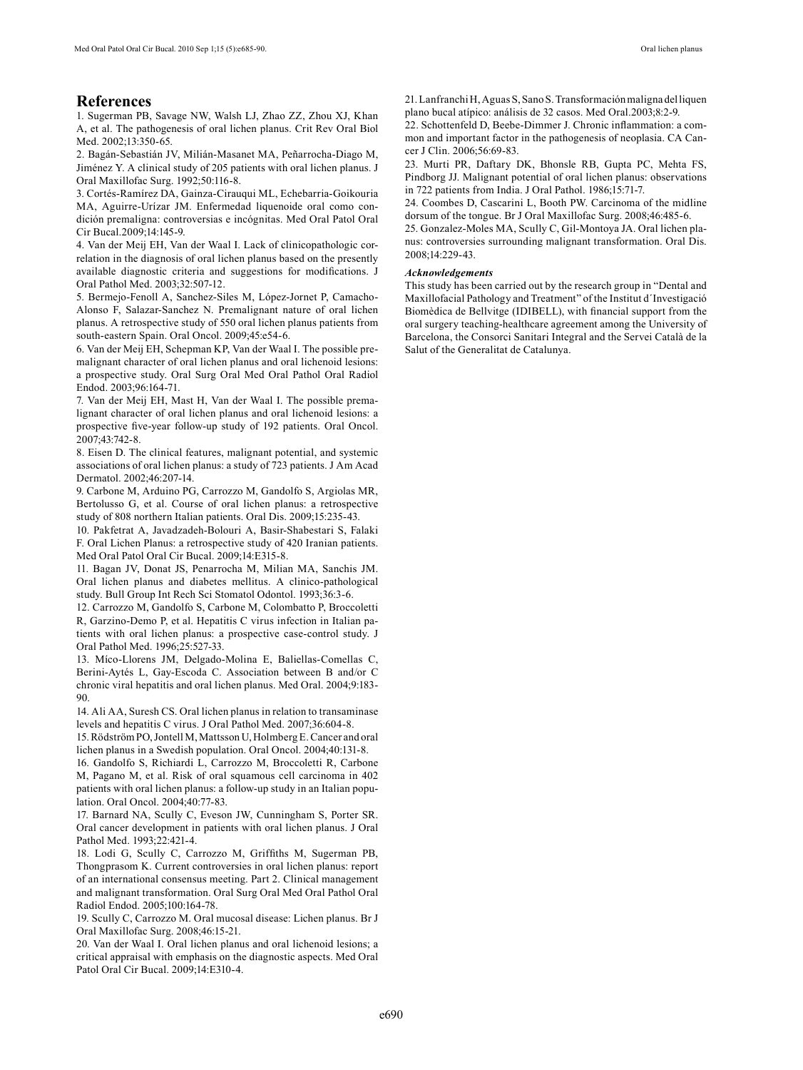## References

1. Sugerman PB, Savage NW, Walsh LJ, Zhao ZZ, Zhou XJ, Khan A, et al. The pathogenesis of oral lichen planus. Crit Rev Oral Biol Med. 2002;13:350-65.

2. Bagán-Sebastián JV, Milián-Masanet MA, Peñarrocha-Diago M, Jiménez Y. A clinical study of 205 patients with oral lichen planus. J Oral Maxillofac Surg. 1992;50:116-8.

3. Cortés-Ramírez DA, Gainza-Cirauqui ML, Echebarria-Goikouria MA, Aguirre-Urízar JM. Enfermedad liquenoide oral como condición premaligna: controversias e incógnitas. Med Oral Patol Oral Cir Bucal.2009;14:145-9.

4. Van der Meij EH, Van der Waal I. Lack of clinicopathologic correlation in the diagnosis of oral lichen planus based on the presently available diagnostic criteria and suggestions for modifications. J Oral Pathol Med. 2003;32:507-12.

5. Bermejo-Fenoll A, Sanchez-Siles M, López-Jornet P, Camacho-Alonso F, Salazar-Sanchez N. Premalignant nature of oral lichen planus. A retrospective study of 550 oral lichen planus patients from south-eastern Spain. Oral Oncol. 2009;45:e54-6.

6. Van der Meij EH, Schepman KP, Van der Waal I. The possible premalignant character of oral lichen planus and oral lichenoid lesions: a prospective study. Oral Surg Oral Med Oral Pathol Oral Radiol Endod. 2003;96:164-71.

7. Van der Meij EH, Mast H, Van der Waal I. The possible premalignant character of oral lichen planus and oral lichenoid lesions: a prospective five-year follow-up study of 192 patients. Oral Oncol. 2007;43:742-8.

8. Eisen D. The clinical features, malignant potential, and systemic associations of oral lichen planus: a study of 723 patients. J Am Acad Dermatol. 2002;46:207-14.

9. Carbone M, Arduino PG, Carrozzo M, Gandolfo S, Argiolas MR, Bertolusso G, et al. Course of oral lichen planus: a retrospective study of 808 northern Italian patients. Oral Dis. 2009;15:235-43.

10. Pakfetrat A, Javadzadeh-Bolouri A, Basir-Shabestari S, Falaki F. Oral Lichen Planus: a retrospective study of 420 Iranian patients. Med Oral Patol Oral Cir Bucal. 2009;14:E315-8.

11. Bagan JV, Donat JS, Penarrocha M, Milian MA, Sanchis JM. Oral lichen planus and diabetes mellitus. A clinico-pathological study. Bull Group Int Rech Sci Stomatol Odontol. 1993;36:3-6.

12. Carrozzo M, Gandolfo S, Carbone M, Colombatto P, Broccoletti R, Garzino-Demo P, et al. Hepatitis C virus infection in Italian patients with oral lichen planus: a prospective case-control study. J Oral Pathol Med. 1996;25:527-33.

13. Míco-Llorens JM, Delgado-Molina E, Baliellas-Comellas C, Berini-Aytés L, Gay-Escoda C. Association between B and/or C chronic viral hepatitis and oral lichen planus. Med Oral. 2004;9:183-90.

14. Ali AA, Suresh CS. Oral lichen planus in relation to transaminase levels and hepatitis C virus. J Oral Pathol Med. 2007;36:604-8.

15. Rödström PO, Jontell M, Mattsson U, Holmberg E. Cancer and oral lichen planus in a Swedish population. Oral Oncol. 2004;40:131-8.

16. Gandolfo S, Richiardi L, Carrozzo M, Broccoletti R, Carbone M, Pagano M, et al. Risk of oral squamous cell carcinoma in 402 patients with oral lichen planus: a follow-up study in an Italian population. Oral Oncol. 2004;40:77-83.

17. Barnard NA, Scully C, Eveson JW, Cunningham S, Porter SR. Oral cancer development in patients with oral lichen planus. J Oral Pathol Med. 1993;22:421-4.

18. Lodi G, Scully C, Carrozzo M, Griffiths M, Sugerman PB, Thongprasom K. Current controversies in oral lichen planus: report of an international consensus meeting. Part 2. Clinical management and malignant transformation. Oral Surg Oral Med Oral Pathol Oral Radiol Endod. 2005;100:164-78.

19. Scully C, Carrozzo M. Oral mucosal disease: Lichen planus. Br J Oral Maxillofac Surg. 2008;46:15-21.

20. Van der Waal I. Oral lichen planus and oral lichenoid lesions; a critical appraisal with emphasis on the diagnostic aspects. Med Oral Patol Oral Cir Bucal. 2009;14:E310-4.

21. Lanfranchi H, Aguas S, Sano S. Transformación maligna del liquen plano bucal atípico: análisis de 32 casos. Med Oral.2003;8:2-9.

22. Schottenfeld D, Beebe-Dimmer J. Chronic inflammation: a common and important factor in the pathogenesis of neoplasia. CA Cancer J Clin. 2006;56:69-83.

23. Murti PR, Daftary DK, Bhonsle RB, Gupta PC, Mehta FS, Pindborg JJ. Malignant potential of oral lichen planus: observations in 722 patients from India. J Oral Pathol. 1986;15:71-7.

24. Coombes D, Cascarini L, Booth PW. Carcinoma of the midline dorsum of the tongue. Br J Oral Maxillofac Surg. 2008;46:485-6.

25. Gonzalez-Moles MA, Scully C, Gil-Montoya JA. Oral lichen planus: controversies surrounding malignant transformation. Oral Dis. 2008;14:229-43.

#### *Acknowledgements*

This study has been carried out by the research group in "Dental and Maxillofacial Pathology and Treatment" of the Institut d´Investigació Biomèdica de Bellvitge (IDIBELL), with financial support from the oral surgery teaching-healthcare agreement among the University of Barcelona, the Consorci Sanitari Integral and the Servei Català de la Salut of the Generalitat de Catalunya.